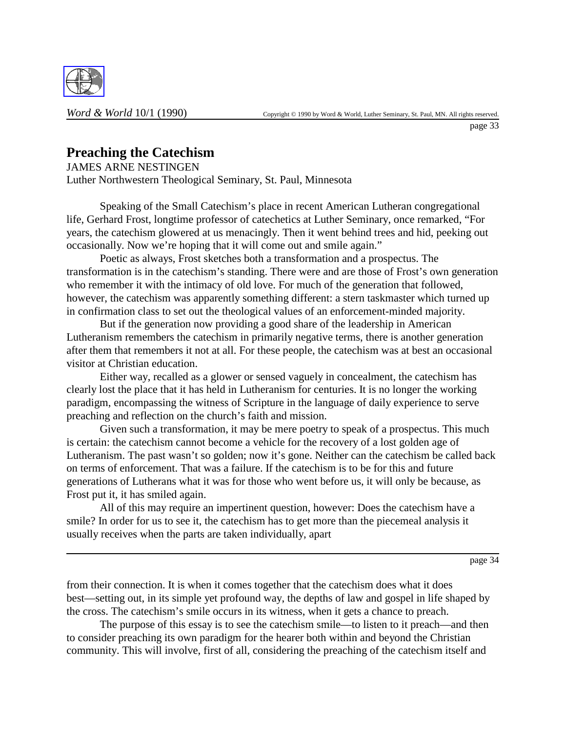# Preaching the Catechism

JAMES ARNE NESTINGEN

Luther Northwestern Theological Seminary, St. Paul, Minnesota

Speaking of the Small Catechism's place in recent American Lutheran congregational life, Gerhard Frost, longtime professor of catechetics at Luther Seminary, once remarked, "For years, the catechism glowered at us menacingly. Then it went behind trees and hid, peeking out occasionally. Now we're hoping that it will come out and smile again."

Poetic as always, Frost sketches both a transformation and a prospectus. The transformation is in the catechism's standing. There were and are those of Frost's own generation who remember it with the intimacy of old love. For much of the generation that followed, however, the catechism was apparently something different: a stern taskmaster which turned up in confirmation class to set out the theological values of an enforcement-minded majority.

But if the generation now providing a good share of the leadership in American Lutheranism remembers the catechism in primarily negative terms, there is another generation after them that remembers it not at all. For these people, the catechism was at best an occasional visitor at Christian education.

Either way, recalled as a glower or sensed vaguely in concealment, the catechism has clearly lost the place that it has held in Lutheranism for centuries. It is no longer the working paradigm, encompassing the witness of Scripture in the language of daily experience to serve preaching and reflection on the church's faith and mission.

Given such a transformation, it may be mere poetry to speak of a prospectus. This much is certain: the catechism cannot become a vehicle for the recovery of a lost golden age of Lutheranism. The past wasn't so golden; now it's gone. Neither can the catechism be called back on terms of enforcement. That was a failure. If the catechism is to be for this and future generations of Lutherans what it was for those who went before us, it will only be because, as Frost put it, it has smiled again.

All of this may require an impertinent question, however: Does the catechism have a smile? In order for us to see it, the catechism has to get more than the piecemeal analysis it usually receives when the parts are taken individually, apart from their connection. It is when it comes together that the catechism does what it does best—setting out, in its simple yet profound way, the depths of law and gospel in life shaped by the cross. The catechism's smile occurs in its witness, when it gets a chance to preach.

The purpose of this essay is to see the catechism smile—to listen to it preach—and then to consider preaching its own paradigm for the hearer both within and beyond the Christian community. This will involve, first of all, considering the preaching of the catechism itself and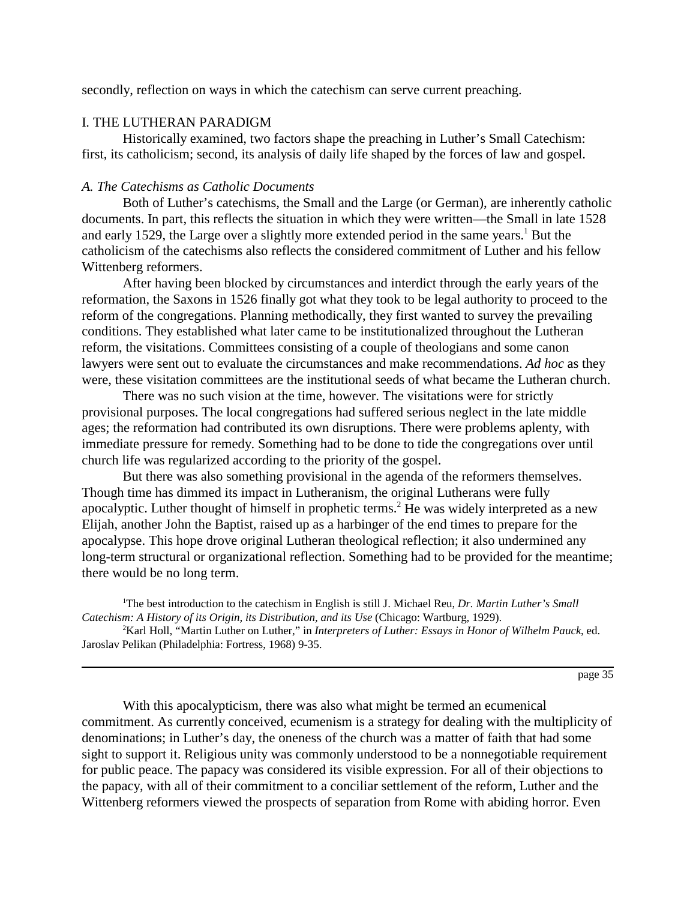secondly, reflection on ways in which the catechism can serve current preaching.

## I. THE LUTHERAN PARADIGM

Historically examined, two factors shape the preaching in Luther's Small Catechism: first, its catholicism; second, its analysis of daily life shaped by the forces of law and gospel.

### *A. The Catechisms as Catholic Documents*

Both of Luther's catechisms, the Small and the Large (or German), are inherently catholic documents. In part, this reflects the situation in which they were written—the Small in late 1528 and early 1529, the Large over a slightly more extended period in the same years.[1] But the catholicism of the catechisms also reflects the considered commitment of Luther and his fellow Wittenberg reformers.

After having been blocked by circumstances and interdict through the early years of the reformation, the Saxons in 1526 finally got what they took to be legal authority to proceed to the reform of the congregations. Planning methodically, they first wanted to survey the prevailing conditions. They established what later came to be institutionalized throughout the Lutheran reform, the visitations. Committees consisting of a couple of theologians and some canon lawyers were sent out to evaluate the circumstances and make recommendations. *Ad hoc* as they were, these visitation committees are the institutional seeds of what became the Lutheran church.

There was no such vision at the time, however. The visitations were for strictly provisional purposes. The local congregations had suffered serious neglect in the late middle ages; the reformation had contributed its own disruptions. There were problems aplenty, with immediate pressure for remedy. Something had to be done to tide the congregations over until church life was regularized according to the priority of the gospel.

But there was also something provisional in the agenda of the reformers themselves. Though time has dimmed its impact in Lutheranism, the original Lutherans were fully apocalyptic. Luther thought of himself in prophetic terms.[2] He was widely interpreted as a new Elijah, another John the Baptist, raised up as a harbinger of the end times to prepare for the apocalypse. This hope drove original Lutheran theological reflection; it also undermined any long-term structural or organizational reflection. Something had to be provided for the meantime; there would be no long term.

[1] The best introduction to the catechism in English is still J. Michael Reu, *Dr. Martin Luther's Small Catechism: A History of its Origin, its Distribution, and its Use* (Chicago: Wartburg, 1929).

[2] Karl Holl, "Martin Luther on Luther," in *Interpreters of Luther: Essays in Honor of Wilhelm Pauck*, ed. Jaroslav Pelikan (Philadelphia: Fortress, 1968) 9-35.

With this apocalypticism, there was also what might be termed an ecumenical commitment. As currently conceived, ecumenism is a strategy for dealing with the multiplicity of denominations; in Luther's day, the oneness of the church was a matter of faith that had some sight to support it. Religious unity was commonly understood to be a nonnegotiable requirement for public peace. The papacy was considered its visible expression. For all of their objections to the papacy, with all of their commitment to a conciliar settlement of the reform, Luther and the Wittenberg reformers viewed the prospects of separation from Rome with abiding horror. Even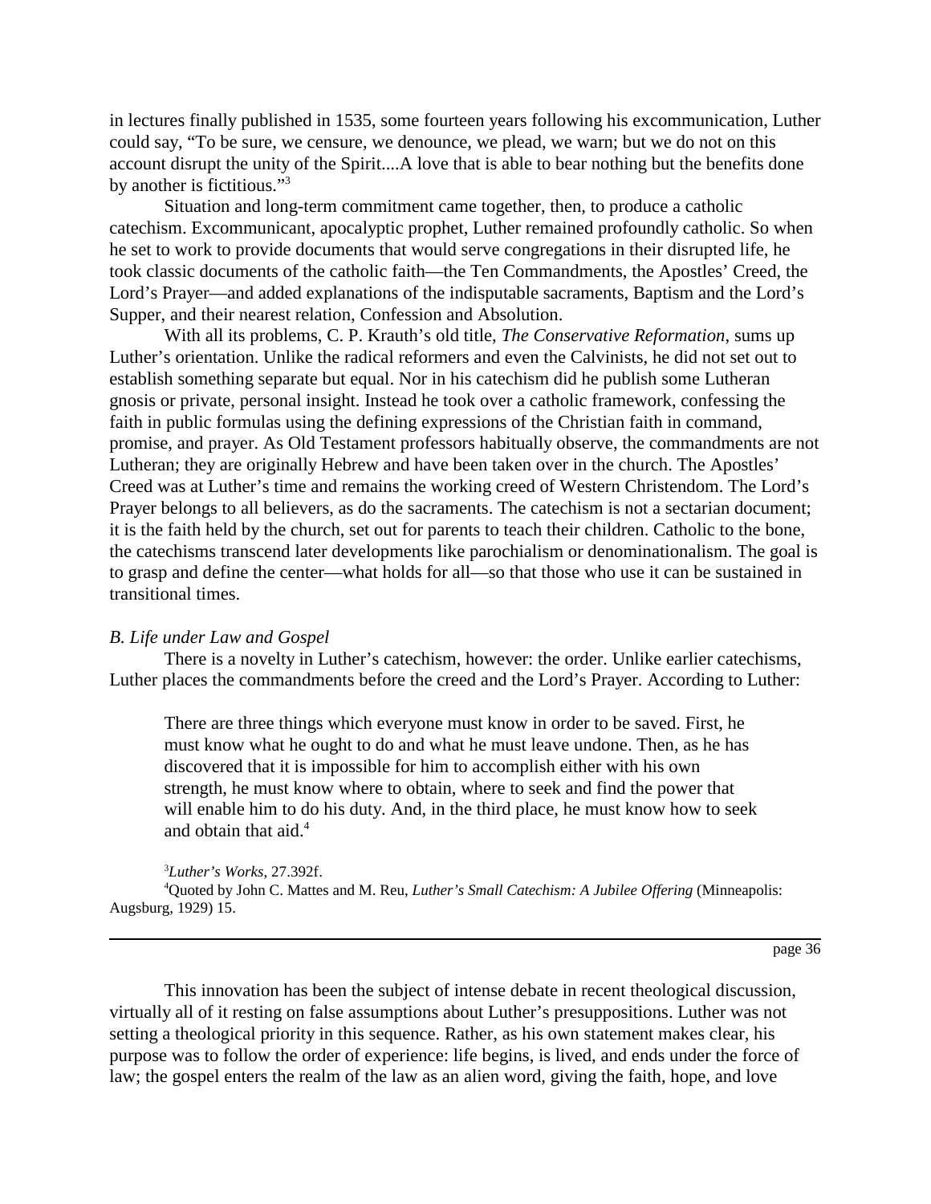in lectures finally published in 1535, some fourteen years following his excommunication, Luther could say, "To be sure, we censure, we denounce, we plead, we warn; but we do not on this account disrupt the unity of the Spirit....A love that is able to bear nothing but the benefits done by another is fictitious."[3]

Situation and long-term commitment came together, then, to produce a catholic catechism. Excommunicant, apocalyptic prophet, Luther remained profoundly catholic. So when he set to work to provide documents that would serve congregations in their disrupted life, he took classic documents of the catholic faith—the Ten Commandments, the Apostles' Creed, the Lord's Prayer—and added explanations of the indisputable sacraments, Baptism and the Lord's Supper, and their nearest relation, Confession and Absolution.

With all its problems, C. P. Krauth's old title, *The Conservative Reformation*, sums up Luther's orientation. Unlike the radical reformers and even the Calvinists, he did not set out to establish something separate but equal. Nor in his catechism did he publish some Lutheran gnosis or private, personal insight. Instead he took over a catholic framework, confessing the faith in public formulas using the defining expressions of the Christian faith in command, promise, and prayer. As Old Testament professors habitually observe, the commandments are not Lutheran; they are originally Hebrew and have been taken over in the church. The Apostles' Creed was at Luther's time and remains the working creed of Western Christendom. The Lord's Prayer belongs to all believers, as do the sacraments. The catechism is not a sectarian document; it is the faith held by the church, set out for parents to teach their children. Catholic to the bone, the catechisms transcend later developments like parochialism or denominationalism. The goal is to grasp and define the center—what holds for all—so that those who use it can be sustained in transitional times.

*B. Life under Law and Gospel*

There is a novelty in Luther's catechism, however: the order. Unlike earlier catechisms, Luther places the commandments before the creed and the Lord's Prayer. According to Luther:

> There are three things which everyone must know in order to be saved. First, he must know what he ought to do and what he must leave undone. Then, as he has discovered that it is impossible for him to accomplish either with his own strength, he must know where to obtain, where to seek and find the power that will enable him to do his duty. And, in the third place, he must know how to seek and obtain that aid.[4]

[3] *Luther's Works*, 27.392f.

[4] Quoted by John C. Mattes and M. Reu, *Luther's Small Catechism: A Jubilee Offering* (Minneapolis: Augsburg, 1929) 15.

This innovation has been the subject of intense debate in recent theological discussion, virtually all of it resting on false assumptions about Luther's presuppositions. Luther was not setting a theological priority in this sequence. Rather, as his own statement makes clear, his purpose was to follow the order of experience: life begins, is lived, and ends under the force of law; the gospel enters the realm of the law as an alien word, giving the faith, hope, and love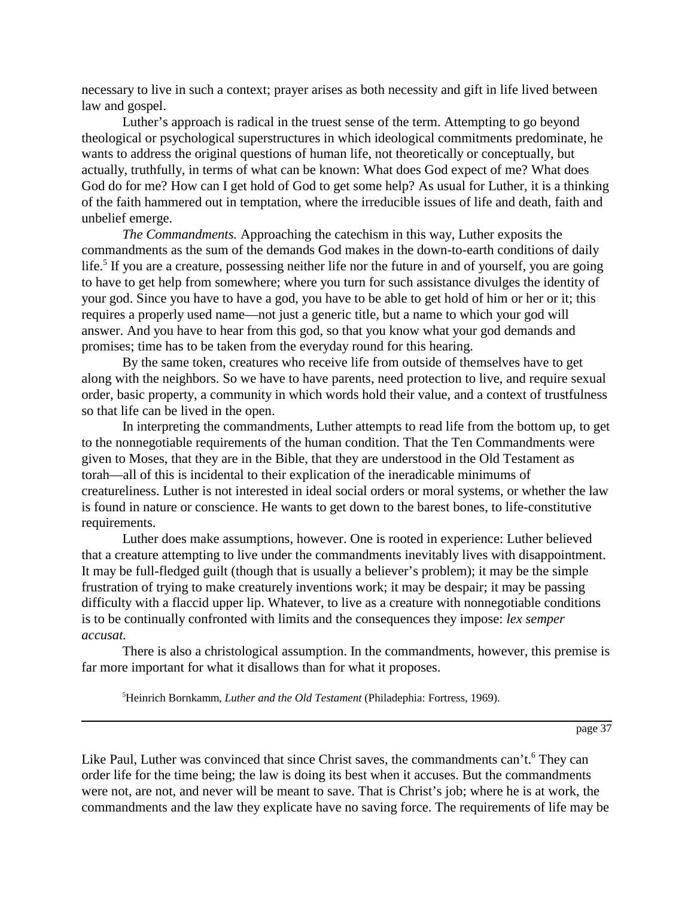necessary to live in such a context; prayer arises as both necessity and gift in life lived between law and gospel.

Luther's approach is radical in the truest sense of the term. Attempting to go beyond theological or psychological superstructures in which ideological commitments predominate, he wants to address the original questions of human life, not theoretically or conceptually, but actually, truthfully, in terms of what can be known: What does God expect of me? What does God do for me? How can I get hold of God to get some help? As usual for Luther, it is a thinking of the faith hammered out in temptation, where the irreducible issues of life and death, faith and unbelief emerge.

*The Commandments.* Approaching the catechism in this way, Luther exposits the commandments as the sum of the demands God makes in the down-to-earth conditions of daily life.[5] If you are a creature, possessing neither life nor the future in and of yourself, you are going to have to get help from somewhere; where you turn for such assistance divulges the identity of your god. Since you have to have a god, you have to be able to get hold of him or her or it; this requires a properly used name—not just a generic title, but a name to which your god will answer. And you have to hear from this god, so that you know what your god demands and promises; time has to be taken from the everyday round for this hearing.

By the same token, creatures who receive life from outside of themselves have to get along with the neighbors. So we have to have parents, need protection to live, and require sexual order, basic property, a community in which words hold their value, and a context of trustfulness so that life can be lived in the open.

In interpreting the commandments, Luther attempts to read life from the bottom up, to get to the nonnegotiable requirements of the human condition. That the Ten Commandments were given to Moses, that they are in the Bible, that they are understood in the Old Testament as torah—all of this is incidental to their explication of the ineradicable minimums of creatureliness. Luther is not interested in ideal social orders or moral systems, or whether the law is found in nature or conscience. He wants to get down to the barest bones, to life-constitutive requirements.

Luther does make assumptions, however. One is rooted in experience: Luther believed that a creature attempting to live under the commandments inevitably lives with disappointment. It may be full-fledged guilt (though that is usually a believer's problem); it may be the simple frustration of trying to make creaturely inventions work; it may be despair; it may be passing difficulty with a flaccid upper lip. Whatever, to live as a creature with nonnegotiable conditions is to be continually confronted with limits and the consequences they impose: *lex semper accusat.*

There is also a christological assumption. In the commandments, however, this premise is far more important for what it disallows than for what it proposes.

[5]Heinrich Bornkamm, *Luther and the Old Testament* (Philadephia: Fortress, 1969).

Like Paul, Luther was convinced that since Christ saves, the commandments can't.[6] They can order life for the time being; the law is doing its best when it accuses. But the commandments were not, are not, and never will be meant to save. That is Christ's job; where he is at work, the commandments and the law they explicate have no saving force. The requirements of life may be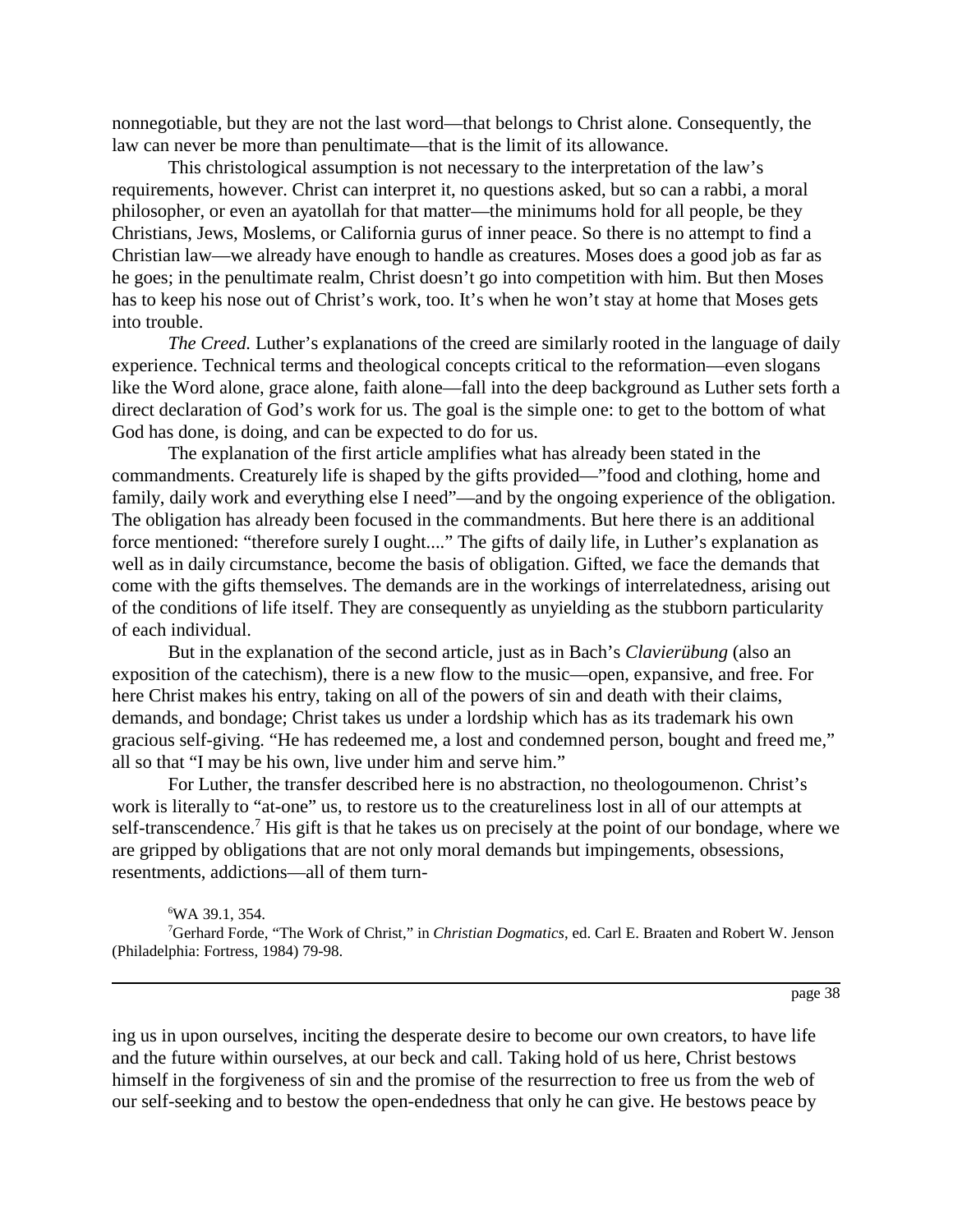nonnegotiable, but they are not the last word—that belongs to Christ alone. Consequently, the law can never be more than penultimate—that is the limit of its allowance.

This christological assumption is not necessary to the interpretation of the law's requirements, however. Christ can interpret it, no questions asked, but so can a rabbi, a moral philosopher, or even an ayatollah for that matter—the minimums hold for all people, be they Christians, Jews, Moslems, or California gurus of inner peace. So there is no attempt to find a Christian law—we already have enough to handle as creatures. Moses does a good job as far as he goes; in the penultimate realm, Christ doesn't go into competition with him. But then Moses has to keep his nose out of Christ's work, too. It's when he won't stay at home that Moses gets into trouble.

*The Creed.* Luther's explanations of the creed are similarly rooted in the language of daily experience. Technical terms and theological concepts critical to the reformation—even slogans like the Word alone, grace alone, faith alone—fall into the deep background as Luther sets forth a direct declaration of God's work for us. The goal is the simple one: to get to the bottom of what God has done, is doing, and can be expected to do for us.

The explanation of the first article amplifies what has already been stated in the commandments. Creaturely life is shaped by the gifts provided—"food and clothing, home and family, daily work and everything else I need"—and by the ongoing experience of the obligation. The obligation has already been focused in the commandments. But here there is an additional force mentioned: "therefore surely I ought...." The gifts of daily life, in Luther's explanation as well as in daily circumstance, become the basis of obligation. Gifted, we face the demands that come with the gifts themselves. The demands are in the workings of interrelatedness, arising out of the conditions of life itself. They are consequently as unyielding as the stubborn particularity of each individual.

But in the explanation of the second article, just as in Bach's *Clavierübung* (also an exposition of the catechism), there is a new flow to the music—open, expansive, and free. For here Christ makes his entry, taking on all of the powers of sin and death with their claims, demands, and bondage; Christ takes us under a lordship which has as its trademark his own gracious self-giving. "He has redeemed me, a lost and condemned person, bought and freed me," all so that "I may be his own, live under him and serve him."

For Luther, the transfer described here is no abstraction, no theologoumenon. Christ's work is literally to "at-one" us, to restore us to the creatureliness lost in all of our attempts at self-transcendence.[7] His gift is that he takes us on precisely at the point of our bondage, where we are gripped by obligations that are not only moral demands but impingements, obsessions, resentments, addictions—all of them turning us in upon ourselves, inciting the desperate desire to become our own creators, to have life and the future within ourselves, at our beck and call. Taking hold of us here, Christ bestows himself in the forgiveness of sin and the promise of the resurrection to free us from the web of our self-seeking and to bestow the open-endedness that only he can give. He bestows peace by

---

[6] WA 39.1, 354.

[7] Gerhard Forde, "The Work of Christ," in *Christian Dogmatics*, ed. Carl E. Braaten and Robert W. Jenson (Philadelphia: Fortress, 1984) 79-98.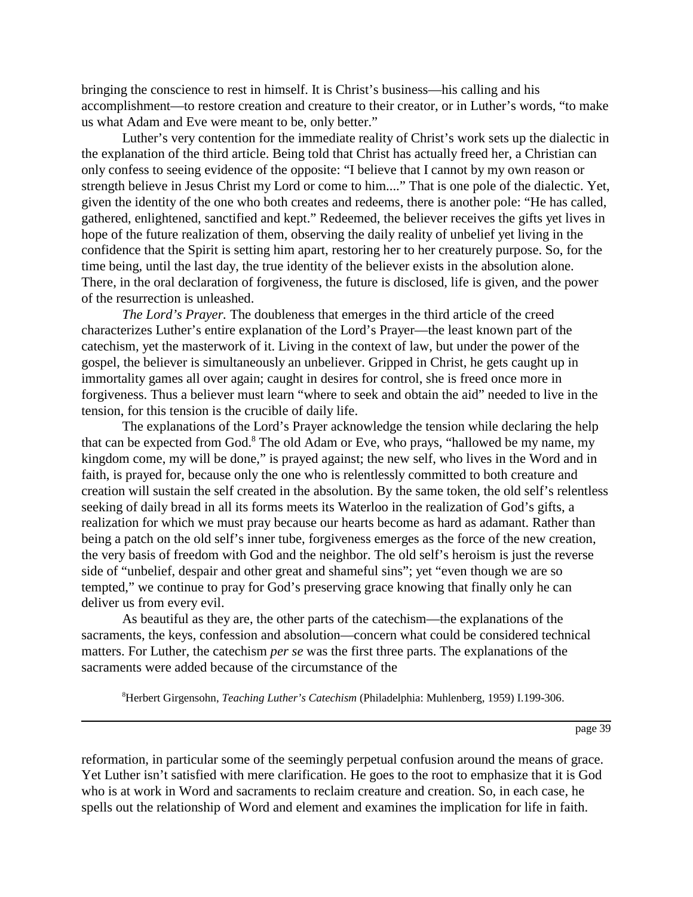bringing the conscience to rest in himself. It is Christ's business—his calling and his accomplishment—to restore creation and creature to their creator, or in Luther's words, "to make us what Adam and Eve were meant to be, only better."

Luther's very contention for the immediate reality of Christ's work sets up the dialectic in the explanation of the third article. Being told that Christ has actually freed her, a Christian can only confess to seeing evidence of the opposite: "I believe that I cannot by my own reason or strength believe in Jesus Christ my Lord or come to him...." That is one pole of the dialectic. Yet, given the identity of the one who both creates and redeems, there is another pole: "He has called, gathered, enlightened, sanctified and kept." Redeemed, the believer receives the gifts yet lives in hope of the future realization of them, observing the daily reality of unbelief yet living in the confidence that the Spirit is setting him apart, restoring her to her creaturely purpose. So, for the time being, until the last day, the true identity of the believer exists in the absolution alone. There, in the oral declaration of forgiveness, the future is disclosed, life is given, and the power of the resurrection is unleashed.

*The Lord's Prayer.* The doubleness that emerges in the third article of the creed characterizes Luther's entire explanation of the Lord's Prayer—the least known part of the catechism, yet the masterwork of it. Living in the context of law, but under the power of the gospel, the believer is simultaneously an unbeliever. Gripped in Christ, he gets caught up in immortality games all over again; caught in desires for control, she is freed once more in forgiveness. Thus a believer must learn "where to seek and obtain the aid" needed to live in the tension, for this tension is the crucible of daily life.

The explanations of the Lord's Prayer acknowledge the tension while declaring the help that can be expected from God.[8] The old Adam or Eve, who prays, "hallowed be my name, my kingdom come, my will be done," is prayed against; the new self, who lives in the Word and in faith, is prayed for, because only the one who is relentlessly committed to both creature and creation will sustain the self created in the absolution. By the same token, the old self's relentless seeking of daily bread in all its forms meets its Waterloo in the realization of God's gifts, a realization for which we must pray because our hearts become as hard as adamant. Rather than being a patch on the old self's inner tube, forgiveness emerges as the force of the new creation, the very basis of freedom with God and the neighbor. The old self's heroism is just the reverse side of "unbelief, despair and other great and shameful sins"; yet "even though we are so tempted," we continue to pray for God's preserving grace knowing that finally only he can deliver us from every evil.

As beautiful as they are, the other parts of the catechism—the explanations of the sacraments, the keys, confession and absolution—concern what could be considered technical matters. For Luther, the catechism *per se* was the first three parts. The explanations of the sacraments were added because of the circumstance of the reformation, in particular some of the seemingly perpetual confusion around the means of grace. Yet Luther isn't satisfied with mere clarification. He goes to the root to emphasize that it is God who is at work in Word and sacraments to reclaim creature and creation. So, in each case, he spells out the relationship of Word and element and examines the implication for life in faith.

[8] Herbert Girgensohn, *Teaching Luther's Catechism* (Philadelphia: Muhlenberg, 1959) I.199-306.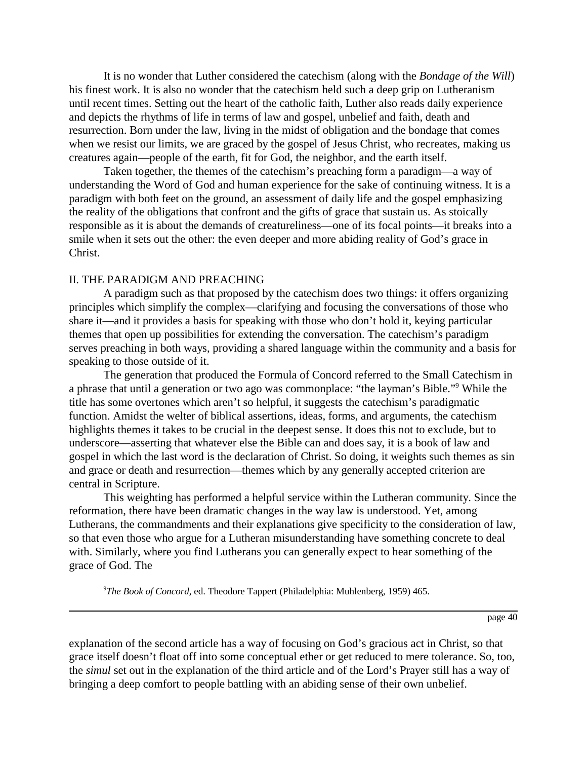It is no wonder that Luther considered the catechism (along with the *Bondage of the Will*) his finest work. It is also no wonder that the catechism held such a deep grip on Lutheranism until recent times. Setting out the heart of the catholic faith, Luther also reads daily experience and depicts the rhythms of life in terms of law and gospel, unbelief and faith, death and resurrection. Born under the law, living in the midst of obligation and the bondage that comes when we resist our limits, we are graced by the gospel of Jesus Christ, who recreates, making us creatures again—people of the earth, fit for God, the neighbor, and the earth itself.

Taken together, the themes of the catechism's preaching form a paradigm—a way of understanding the Word of God and human experience for the sake of continuing witness. It is a paradigm with both feet on the ground, an assessment of daily life and the gospel emphasizing the reality of the obligations that confront and the gifts of grace that sustain us. As stoically responsible as it is about the demands of creatureliness—one of its focal points—it breaks into a smile when it sets out the other: the even deeper and more abiding reality of God's grace in Christ.

## II. THE PARADIGM AND PREACHING

A paradigm such as that proposed by the catechism does two things: it offers organizing principles which simplify the complex—clarifying and focusing the conversations of those who share it—and it provides a basis for speaking with those who don't hold it, keying particular themes that open up possibilities for extending the conversation. The catechism's paradigm serves preaching in both ways, providing a shared language within the community and a basis for speaking to those outside of it.

The generation that produced the Formula of Concord referred to the Small Catechism in a phrase that until a generation or two ago was commonplace: "the layman's Bible."[9] While the title has some overtones which aren't so helpful, it suggests the catechism's paradigmatic function. Amidst the welter of biblical assertions, ideas, forms, and arguments, the catechism highlights themes it takes to be crucial in the deepest sense. It does this not to exclude, but to underscore—asserting that whatever else the Bible can and does say, it is a book of law and gospel in which the last word is the declaration of Christ. So doing, it weights such themes as sin and grace or death and resurrection—themes which by any generally accepted criterion are central in Scripture.

This weighting has performed a helpful service within the Lutheran community. Since the reformation, there have been dramatic changes in the way law is understood. Yet, among Lutherans, the commandments and their explanations give specificity to the consideration of law, so that even those who argue for a Lutheran misunderstanding have something concrete to deal with. Similarly, where you find Lutherans you can generally expect to hear something of the grace of God. The explanation of the second article has a way of focusing on God's gracious act in Christ, so that grace itself doesn't float off into some conceptual ether or get reduced to mere tolerance. So, too, the *simul* set out in the explanation of the third article and of the Lord's Prayer still has a way of bringing a deep comfort to people battling with an abiding sense of their own unbelief.

[9]*The Book of Concord*, ed. Theodore Tappert (Philadelphia: Muhlenberg, 1959) 465.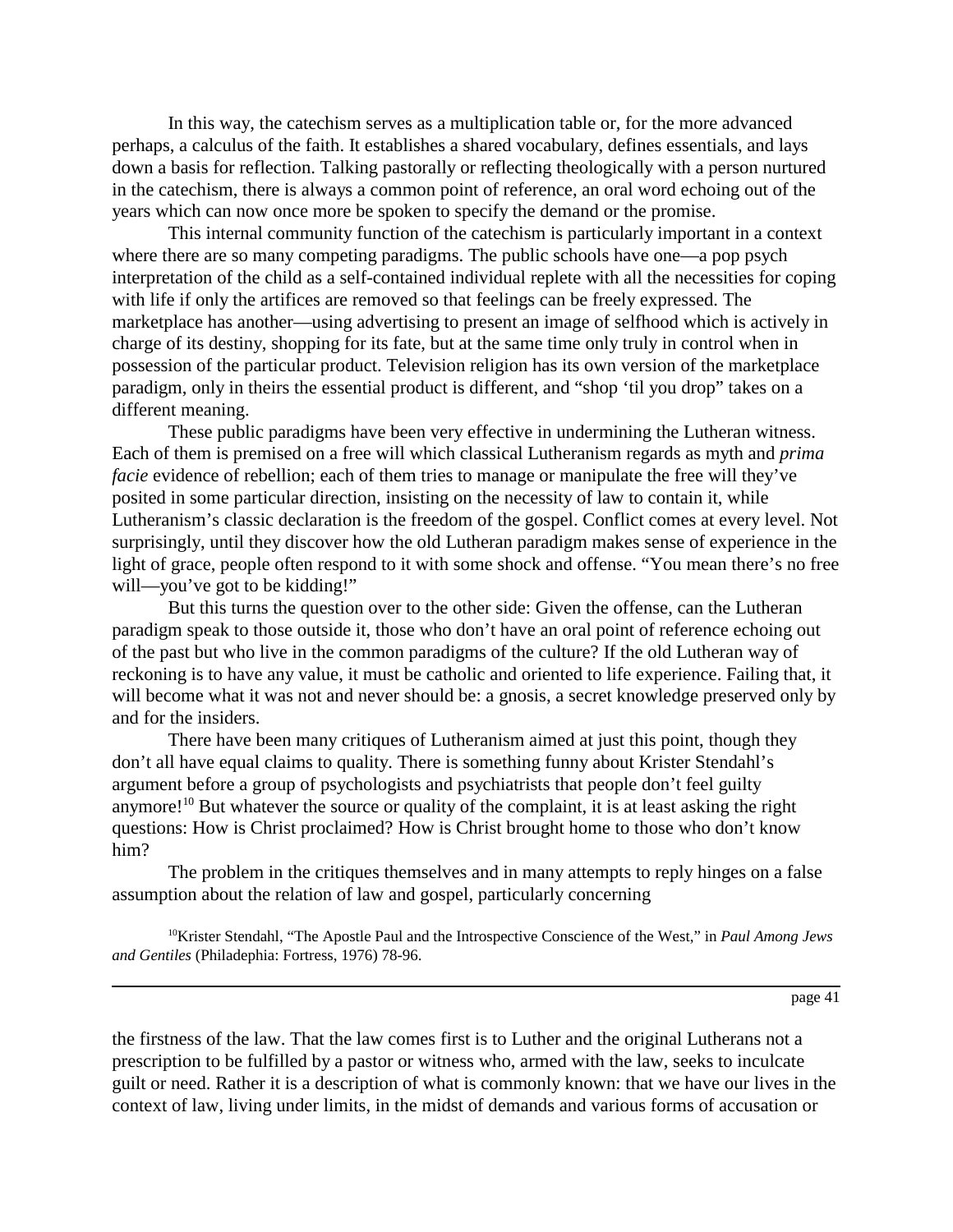In this way, the catechism serves as a multiplication table or, for the more advanced perhaps, a calculus of the faith. It establishes a shared vocabulary, defines essentials, and lays down a basis for reflection. Talking pastorally or reflecting theologically with a person nurtured in the catechism, there is always a common point of reference, an oral word echoing out of the years which can now once more be spoken to specify the demand or the promise.

This internal community function of the catechism is particularly important in a context where there are so many competing paradigms. The public schools have one—a pop psych interpretation of the child as a self-contained individual replete with all the necessities for coping with life if only the artifices are removed so that feelings can be freely expressed. The marketplace has another—using advertising to present an image of selfhood which is actively in charge of its destiny, shopping for its fate, but at the same time only truly in control when in possession of the particular product. Television religion has its own version of the marketplace paradigm, only in theirs the essential product is different, and "shop 'til you drop" takes on a different meaning.

These public paradigms have been very effective in undermining the Lutheran witness. Each of them is premised on a free will which classical Lutheranism regards as myth and *prima facie* evidence of rebellion; each of them tries to manage or manipulate the free will they've posited in some particular direction, insisting on the necessity of law to contain it, while Lutheranism's classic declaration is the freedom of the gospel. Conflict comes at every level. Not surprisingly, until they discover how the old Lutheran paradigm makes sense of experience in the light of grace, people often respond to it with some shock and offense. "You mean there's no free will—you've got to be kidding!"

But this turns the question over to the other side: Given the offense, can the Lutheran paradigm speak to those outside it, those who don't have an oral point of reference echoing out of the past but who live in the common paradigms of the culture? If the old Lutheran way of reckoning is to have any value, it must be catholic and oriented to life experience. Failing that, it will become what it was not and never should be: a gnosis, a secret knowledge preserved only by and for the insiders.

There have been many critiques of Lutheranism aimed at just this point, though they don't all have equal claims to quality. There is something funny about Krister Stendahl's argument before a group of psychologists and psychiatrists that people don't feel guilty anymore![10] But whatever the source or quality of the complaint, it is at least asking the right questions: How is Christ proclaimed? How is Christ brought home to those who don't know him?

The problem in the critiques themselves and in many attempts to reply hinges on a false assumption about the relation of law and gospel, particularly concerning the firstness of the law. That the law comes first is to Luther and the original Lutherans not a prescription to be fulfilled by a pastor or witness who, armed with the law, seeks to inculcate guilt or need. Rather it is a description of what is commonly known: that we have our lives in the context of law, living under limits, in the midst of demands and various forms of accusation or

[10] Krister Stendahl, "The Apostle Paul and the Introspective Conscience of the West," in *Paul Among Jews and Gentiles* (Philadephia: Fortress, 1976) 78-96.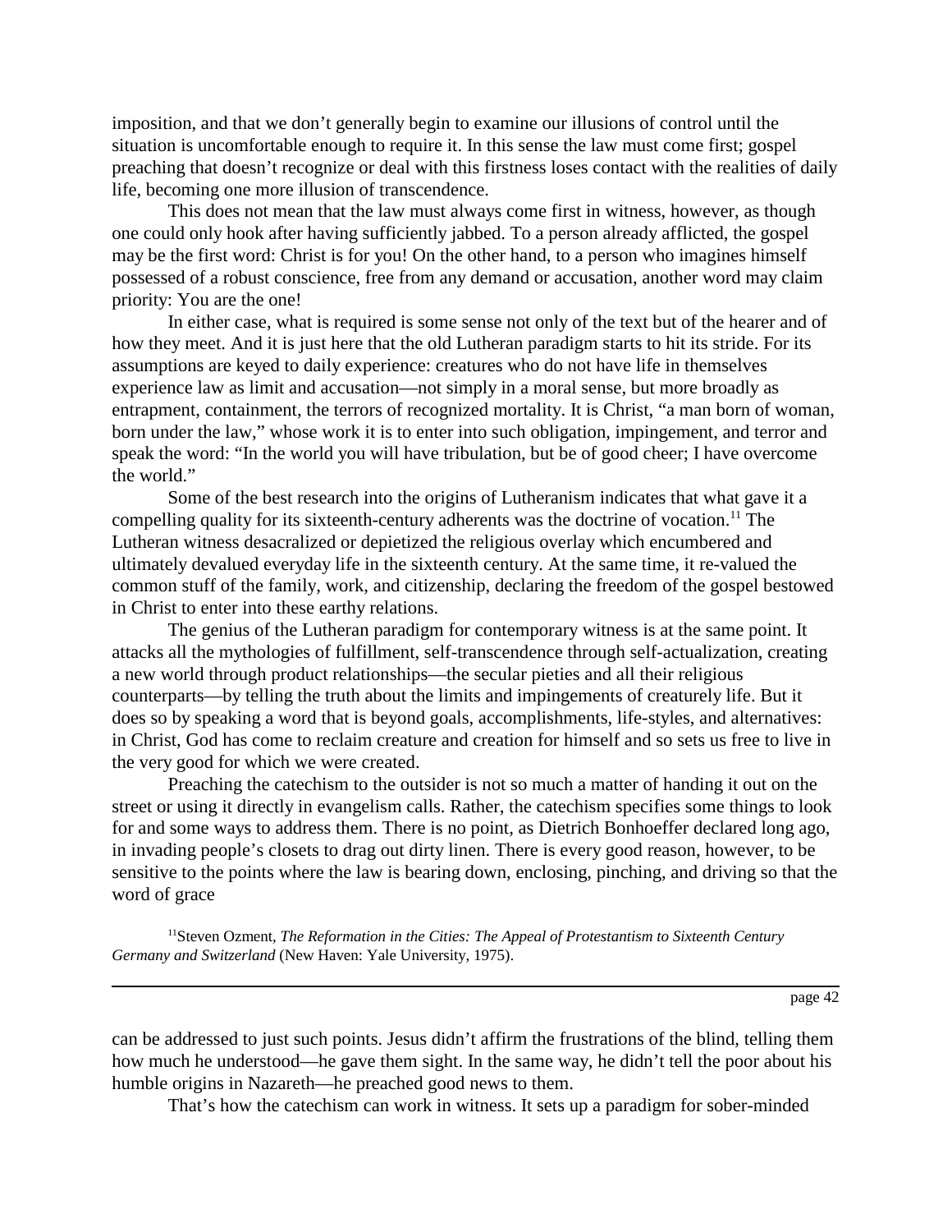imposition, and that we don't generally begin to examine our illusions of control until the situation is uncomfortable enough to require it. In this sense the law must come first; gospel preaching that doesn't recognize or deal with this firstness loses contact with the realities of daily life, becoming one more illusion of transcendence.

This does not mean that the law must always come first in witness, however, as though one could only hook after having sufficiently jabbed. To a person already afflicted, the gospel may be the first word: Christ is for you! On the other hand, to a person who imagines himself possessed of a robust conscience, free from any demand or accusation, another word may claim priority: You are the one!

In either case, what is required is some sense not only of the text but of the hearer and of how they meet. And it is just here that the old Lutheran paradigm starts to hit its stride. For its assumptions are keyed to daily experience: creatures who do not have life in themselves experience law as limit and accusation—not simply in a moral sense, but more broadly as entrapment, containment, the terrors of recognized mortality. It is Christ, "a man born of woman, born under the law," whose work it is to enter into such obligation, impingement, and terror and speak the word: "In the world you will have tribulation, but be of good cheer; I have overcome the world."

Some of the best research into the origins of Lutheranism indicates that what gave it a compelling quality for its sixteenth-century adherents was the doctrine of vocation.[11] The Lutheran witness desacralized or depietized the religious overlay which encumbered and ultimately devalued everyday life in the sixteenth century. At the same time, it re-valued the common stuff of the family, work, and citizenship, declaring the freedom of the gospel bestowed in Christ to enter into these earthy relations.

The genius of the Lutheran paradigm for contemporary witness is at the same point. It attacks all the mythologies of fulfillment, self-transcendence through self-actualization, creating a new world through product relationships—the secular pieties and all their religious counterparts—by telling the truth about the limits and impingements of creaturely life. But it does so by speaking a word that is beyond goals, accomplishments, life-styles, and alternatives: in Christ, God has come to reclaim creature and creation for himself and so sets us free to live in the very good for which we were created.

Preaching the catechism to the outsider is not so much a matter of handing it out on the street or using it directly in evangelism calls. Rather, the catechism specifies some things to look for and some ways to address them. There is no point, as Dietrich Bonhoeffer declared long ago, in invading people's closets to drag out dirty linen. There is every good reason, however, to be sensitive to the points where the law is bearing down, enclosing, pinching, and driving so that the word of grace can be addressed to just such points. Jesus didn't affirm the frustrations of the blind, telling them how much he understood—he gave them sight. In the same way, he didn't tell the poor about his humble origins in Nazareth—he preached good news to them.

That's how the catechism can work in witness. It sets up a paradigm for sober-minded

[11] Steven Ozment, *The Reformation in the Cities: The Appeal of Protestantism to Sixteenth Century Germany and Switzerland* (New Haven: Yale University, 1975).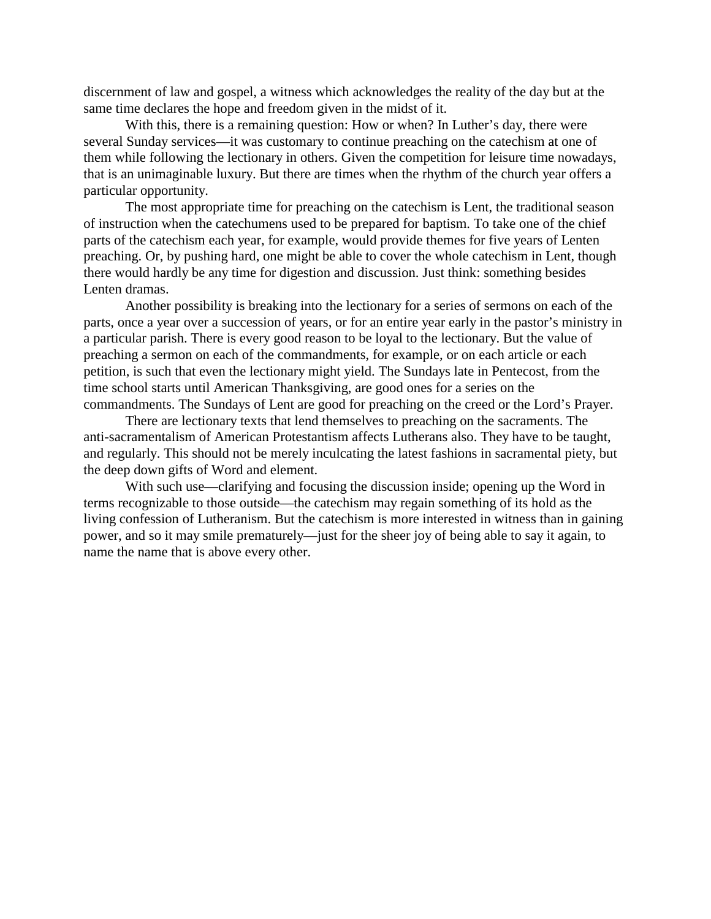discernment of law and gospel, a witness which acknowledges the reality of the day but at the same time declares the hope and freedom given in the midst of it.

With this, there is a remaining question: How or when? In Luther's day, there were several Sunday services—it was customary to continue preaching on the catechism at one of them while following the lectionary in others. Given the competition for leisure time nowadays, that is an unimaginable luxury. But there are times when the rhythm of the church year offers a particular opportunity.

The most appropriate time for preaching on the catechism is Lent, the traditional season of instruction when the catechumens used to be prepared for baptism. To take one of the chief parts of the catechism each year, for example, would provide themes for five years of Lenten preaching. Or, by pushing hard, one might be able to cover the whole catechism in Lent, though there would hardly be any time for digestion and discussion. Just think: something besides Lenten dramas.

Another possibility is breaking into the lectionary for a series of sermons on each of the parts, once a year over a succession of years, or for an entire year early in the pastor's ministry in a particular parish. There is every good reason to be loyal to the lectionary. But the value of preaching a sermon on each of the commandments, for example, or on each article or each petition, is such that even the lectionary might yield. The Sundays late in Pentecost, from the time school starts until American Thanksgiving, are good ones for a series on the commandments. The Sundays of Lent are good for preaching on the creed or the Lord's Prayer.

There are lectionary texts that lend themselves to preaching on the sacraments. The anti-sacramentalism of American Protestantism affects Lutherans also. They have to be taught, and regularly. This should not be merely inculcating the latest fashions in sacramental piety, but the deep down gifts of Word and element.

With such use—clarifying and focusing the discussion inside; opening up the Word in terms recognizable to those outside—the catechism may regain something of its hold as the living confession of Lutheranism. But the catechism is more interested in witness than in gaining power, and so it may smile prematurely—just for the sheer joy of being able to say it again, to name the name that is above every other.